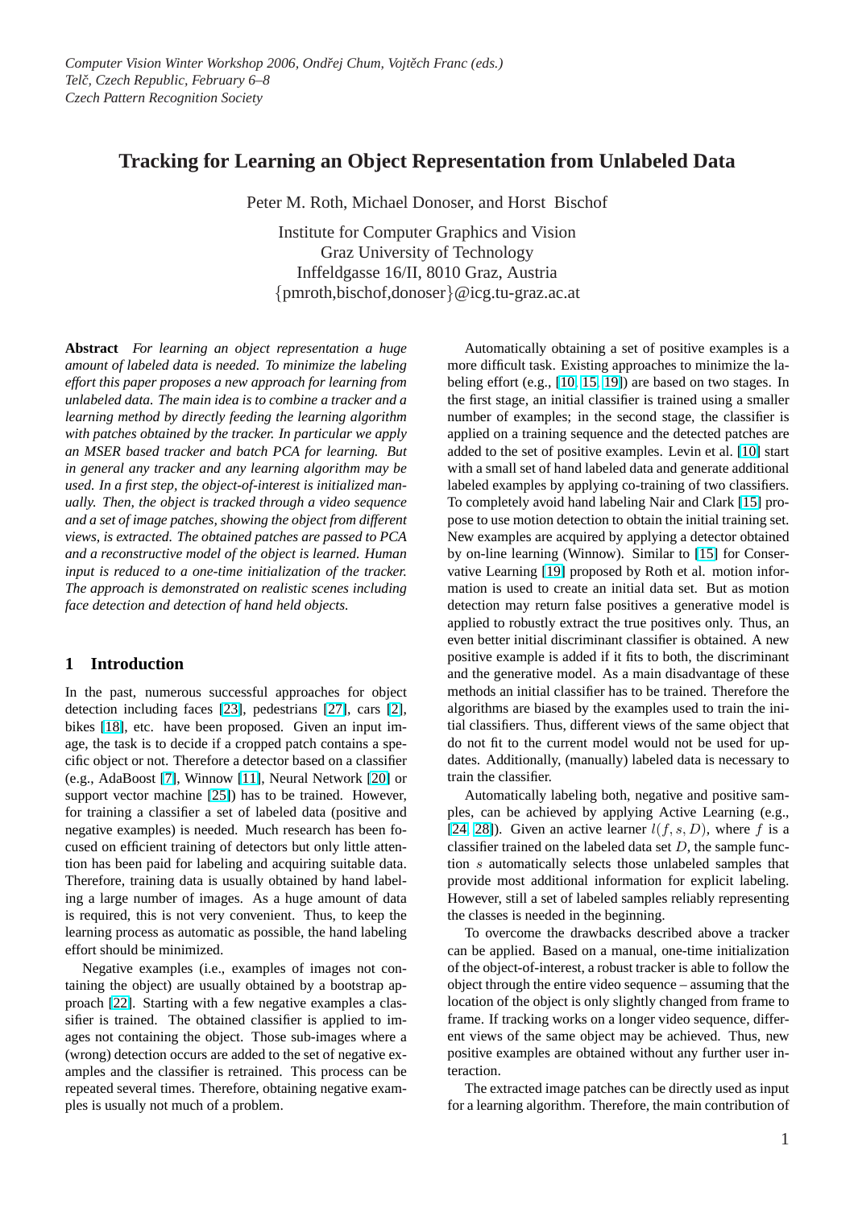*Computer Vision Winter Workshop 2006, Ondřej Chum, Vojtěch Franc (eds.)*
*Telč, Czech Republic, February 6–8*
*Czech Pattern Recognition Society*

# Tracking for Learning an Object Representation from Unlabeled Data

Peter M. Roth, Michael Donoser, and Horst Bischof

Institute for Computer Graphics and Vision
Graz University of Technology
Inffeldgasse 16/II, 8010 Graz, Austria
{pmroth,bischof,donoser}@icg.tu-graz.ac.at

**Abstract** *For learning an object representation a huge amount of labeled data is needed. To minimize the labeling effort this paper proposes a new approach for learning from unlabeled data. The main idea is to combine a tracker and a learning method by directly feeding the learning algorithm with patches obtained by the tracker. In particular we apply an MSER based tracker and batch PCA for learning. But in general any tracker and any learning algorithm may be used. In a first step, the object-of-interest is initialized manually. Then, the object is tracked through a video sequence and a set of image patches, showing the object from different views, is extracted. The obtained patches are passed to PCA and a reconstructive model of the object is learned. Human input is reduced to a one-time initialization of the tracker. The approach is demonstrated on realistic scenes including face detection and detection of hand held objects.*

## 1 Introduction

In the past, numerous successful approaches for object detection including faces [23], pedestrians [27], cars [2], bikes [18], etc. have been proposed. Given an input image, the task is to decide if a cropped patch contains a specific object or not. Therefore a detector based on a classifier (e.g., AdaBoost [7], Winnow [11], Neural Network [20] or support vector machine [25]) has to be trained. However, for training a classifier a set of labeled data (positive and negative examples) is needed. Much research has been focused on efficient training of detectors but only little attention has been paid for labeling and acquiring suitable data. Therefore, training data is usually obtained by hand labeling a large number of images. As a huge amount of data is required, this is not very convenient. Thus, to keep the learning process as automatic as possible, the hand labeling effort should be minimized.

Negative examples (i.e., examples of images not containing the object) are usually obtained by a bootstrap approach [22]. Starting with a few negative examples a classifier is trained. The obtained classifier is applied to images not containing the object. Those sub-images where a (wrong) detection occurs are added to the set of negative examples and the classifier is retrained. This process can be repeated several times. Therefore, obtaining negative examples is usually not much of a problem.

Automatically obtaining a set of positive examples is a more difficult task. Existing approaches to minimize the labeling effort (e.g., [10, 15, 19]) are based on two stages. In the first stage, an initial classifier is trained using a smaller number of examples; in the second stage, the classifier is applied on a training sequence and the detected patches are added to the set of positive examples. Levin et al. [10] start with a small set of hand labeled data and generate additional labeled examples by applying co-training of two classifiers. To completely avoid hand labeling Nair and Clark [15] propose to use motion detection to obtain the initial training set. New examples are acquired by applying a detector obtained by on-line learning (Winnow). Similar to [15] for Conservative Learning [19] proposed by Roth et al. motion information is used to create an initial data set. But as motion detection may return false positives a generative model is applied to robustly extract the true positives only. Thus, an even better initial discriminant classifier is obtained. A new positive example is added if it fits to both, the discriminant and the generative model. As a main disadvantage of these methods an initial classifier has to be trained. Therefore the algorithms are biased by the examples used to train the initial classifiers. Thus, different views of the same object that do not fit to the current model would not be used for updates. Additionally, (manually) labeled data is necessary to train the classifier.

Automatically labeling both, negative and positive samples, can be achieved by applying Active Learning (e.g., [24, 28]). Given an active learner $l(f, s, D)$, where $f$ is a classifier trained on the labeled data set $D$, the sample function $s$ automatically selects those unlabeled samples that provide most additional information for explicit labeling. However, still a set of labeled samples reliably representing the classes is needed in the beginning.

To overcome the drawbacks described above a tracker can be applied. Based on a manual, one-time initialization of the object-of-interest, a robust tracker is able to follow the object through the entire video sequence – assuming that the location of the object is only slightly changed from frame to frame. If tracking works on a longer video sequence, different views of the same object may be achieved. Thus, new positive examples are obtained without any further user interaction.

The extracted image patches can be directly used as input for a learning algorithm. Therefore, the main contribution of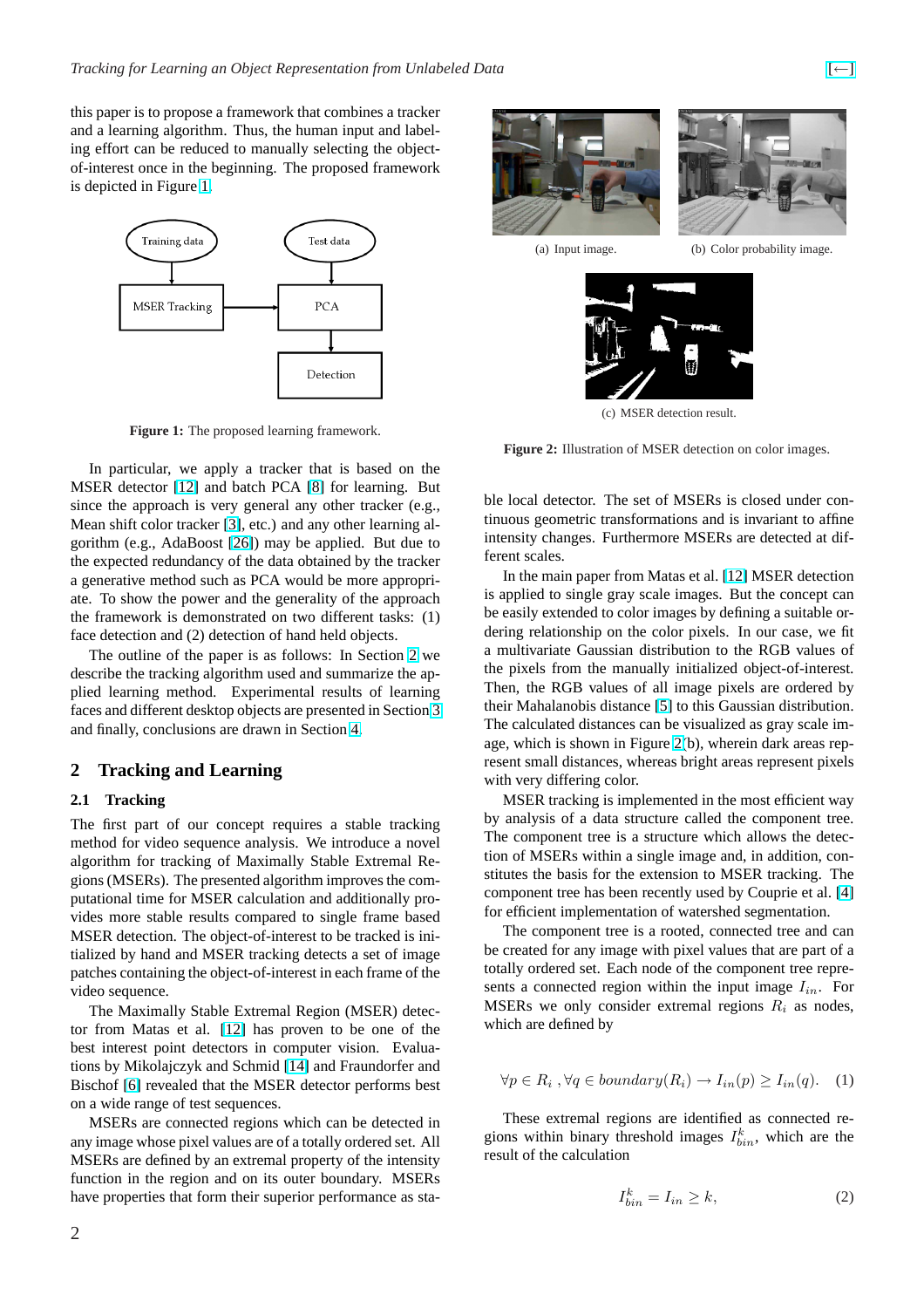this paper is to propose a framework that combines a tracker and a learning algorithm. Thus, the human input and labeling effort can be reduced to manually selecting the object-of-interest once in the beginning. The proposed framework is depicted in Figure 1.

**Figure 1:** The proposed learning framework.

In particular, we apply a tracker that is based on the MSER detector [12] and batch PCA [8] for learning. But since the approach is very general any other tracker (e.g., Mean shift color tracker [3], etc.) and any other learning algorithm (e.g., AdaBoost [26]) may be applied. But due to the expected redundancy of the data obtained by the tracker a generative method such as PCA would be more appropriate. To show the power and the generality of the approach the framework is demonstrated on two different tasks: (1) face detection and (2) detection of hand held objects.

The outline of the paper is as follows: In Section 2 we describe the tracking algorithm used and summarize the applied learning method. Experimental results of learning faces and different desktop objects are presented in Section 3 and finally, conclusions are drawn in Section 4.

## 2 Tracking and Learning

### 2.1 Tracking

The first part of our concept requires a stable tracking method for video sequence analysis. We introduce a novel algorithm for tracking of Maximally Stable Extremal Regions (MSERs). The presented algorithm improves the computational time for MSER calculation and additionally provides more stable results compared to single frame based MSER detection. The object-of-interest to be tracked is initialized by hand and MSER tracking detects a set of image patches containing the object-of-interest in each frame of the video sequence.

The Maximally Stable Extremal Region (MSER) detector from Matas et al. [12] has proven to be one of the best interest point detectors in computer vision. Evaluations by Mikolajczyk and Schmid [14] and Fraundorfer and Bischof [6] revealed that the MSER detector performs best on a wide range of test sequences.

MSERs are connected regions which can be detected in any image whose pixel values are of a totally ordered set. All MSERs are defined by an extremal property of the intensity function in the region and on its outer boundary. MSERs have properties that form their superior performance as stable local detector. The set of MSERs is closed under continuous geometric transformations and is invariant to affine intensity changes. Furthermore MSERs are detected at different scales.

(a) Input image. (b) Color probability image.

(c) MSER detection result.

**Figure 2:** Illustration of MSER detection on color images.

In the main paper from Matas et al. [12] MSER detection is applied to single gray scale images. But the concept can be easily extended to color images by defining a suitable ordering relationship on the color pixels. In our case, we fit a multivariate Gaussian distribution to the RGB values of the pixels from the manually initialized object-of-interest. Then, the RGB values of all image pixels are ordered by their Mahalanobis distance [5] to this Gaussian distribution. The calculated distances can be visualized as gray scale image, which is shown in Figure 2(b), wherein dark areas represent small distances, whereas bright areas represent pixels with very differing color.

MSER tracking is implemented in the most efficient way by analysis of a data structure called the component tree. The component tree is a structure which allows the detection of MSERs within a single image and, in addition, constitutes the basis for the extension to MSER tracking. The component tree has been recently used by Couprie et al. [4] for efficient implementation of watershed segmentation.

The component tree is a rooted, connected tree and can be created for any image with pixel values that are part of a totally ordered set. Each node of the component tree represents a connected region within the input image $I_{in}$. For MSERs we only consider extremal regions $R_i$ as nodes, which are defined by

$$\forall p \in R_i \, , \forall q \in boundary(R_i) \rightarrow I_{in}(p) \geq I_{in}(q). \quad (1)$$

These extremal regions are identified as connected regions within binary threshold images $I_{bin}^{k}$, which are the result of the calculation

$$I_{bin}^{k} = I_{in} \geq k, \quad (2)$$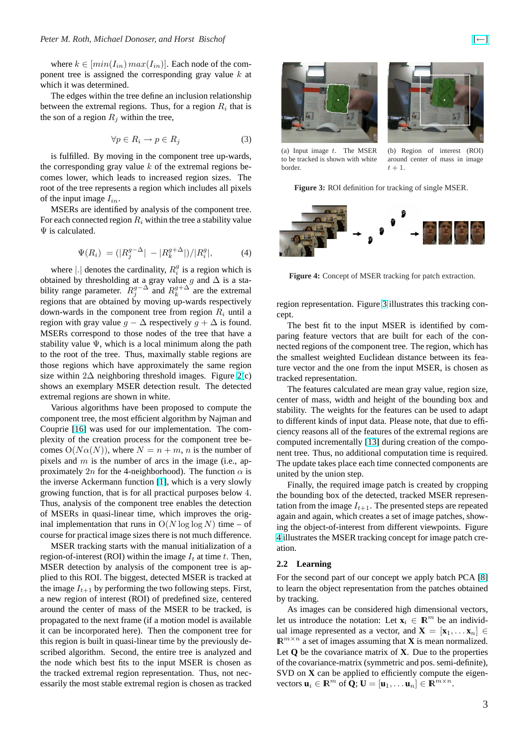where $k \in [min(I_{in})\, max(I_{in})]$. Each node of the component tree is assigned the corresponding gray value $k$ at which it was determined.

The edges within the tree define an inclusion relationship between the extremal regions. Thus, for a region $R_i$ that is the son of a region $R_j$ within the tree,

$$\forall p \in R_i \rightarrow p \in R_j \quad (3)$$

is fulfilled. By moving in the component tree up-wards, the corresponding gray value $k$ of the extremal regions becomes lower, which leads to increased region sizes. The root of the tree represents a region which includes all pixels of the input image $I_{in}$.

MSERs are identified by analysis of the component tree. For each connected region $R_i$ within the tree a stability value $\Psi$ is calculated.

$$\Psi(R_i) = (|R_j^{g-\Delta}| - |R_k^{g+\Delta}|)/|R_i^g|, \quad (4)$$

where $|.|$ denotes the cardinality, $R_i^g$ is a region which is obtained by thresholding at a gray value $g$ and $\Delta$ is a stability range parameter. $R_j^{g-\Delta}$ and $R_k^{g+\Delta}$ are the extremal regions that are obtained by moving up-wards respectively down-wards in the component tree from region $R_i$ until a region with gray value $g - \Delta$ respectively $g + \Delta$ is found. MSERs correspond to those nodes of the tree that have a stability value $\Psi$, which is a local minimum along the path to the root of the tree. Thus, maximally stable regions are those regions which have approximately the same region size within $2\Delta$ neighboring threshold images. Figure 2(c) shows an exemplary MSER detection result. The detected extremal regions are shown in white.

Various algorithms have been proposed to compute the component tree, the most efficient algorithm by Najman and Couprie [16] was used for our implementation. The complexity of the creation process for the component tree becomes $O(N\alpha(N))$, where $N = n + m$, $n$ is the number of pixels and $m$ is the number of arcs in the image (i.e., approximately $2n$ for the 4-neighborhood). The function $\alpha$ is the inverse Ackermann function [1], which is a very slowly growing function, that is for all practical purposes below 4. Thus, analysis of the component tree enables the detection of MSERs in quasi-linear time, which improves the original implementation that runs in $O(N \log \log N)$ time – of course for practical image sizes there is not much difference.

MSER tracking starts with the manual initialization of a region-of-interest (ROI) within the image $I_t$ at time $t$. Then, MSER detection by analysis of the component tree is applied to this ROI. The biggest, detected MSER is tracked at the image $I_{t+1}$ by performing the two following steps. First, a new region of interest (ROI) of predefined size, centered around the center of mass of the MSER to be tracked, is propagated to the next frame (if a motion model is available it can be incorporated here). Then the component tree for this region is built in quasi-linear time by the previously described algorithm. Second, the entire tree is analyzed and the node which best fits to the input MSER is chosen as the tracked extremal region representation. Thus, not necessarily the most stable extremal region is chosen as tracked region representation. Figure 3 illustrates this tracking concept.

(a) Input image $t$. The MSER to be tracked is shown with white border.

(b) Region of interest (ROI) around center of mass in image $t + 1$.

**Figure 3:** ROI definition for tracking of single MSER.

**Figure 4:** Concept of MSER tracking for patch extraction.

The best fit to the input MSER is identified by comparing feature vectors that are built for each of the connected regions of the component tree. The region, which has the smallest weighted Euclidean distance between its feature vector and the one from the input MSER, is chosen as tracked representation.

The features calculated are mean gray value, region size, center of mass, width and height of the bounding box and stability. The weights for the features can be used to adapt to different kinds of input data. Please note, that due to efficiency reasons all of the features of the extremal regions are computed incrementally [13] during creation of the component tree. Thus, no additional computation time is required. The update takes place each time connected components are united by the union step.

Finally, the required image patch is created by cropping the bounding box of the detected, tracked MSER representation from the image $I_{t+1}$. The presented steps are repeated again and again, which creates a set of image patches, showing the object-of-interest from different viewpoints. Figure 4 illustrates the MSER tracking concept for image patch creation.

### 2.2 Learning

For the second part of our concept we apply batch PCA [8] to learn the object representation from the patches obtained by tracking.

As images can be considered high dimensional vectors, let us introduce the notation: Let $\mathbf{x}_i \in \mathbb{R}^m$ be an individual image represented as a vector, and $\mathbf{X} = [\mathbf{x}_1, \ldots \mathbf{x}_n] \in \mathbb{R}^{m \times n}$ a set of images assuming that $\mathbf{X}$ is mean normalized. Let $\mathbf{Q}$ be the covariance matrix of $\mathbf{X}$. Due to the properties of the covariance-matrix (symmetric and pos. semi-definite), SVD on $\mathbf{X}$ can be applied to efficiently compute the eigenvectors $\mathbf{u}_i \in \mathbb{R}^m$ of $\mathbf{Q}$; $\mathbf{U} = [\mathbf{u}_1, \ldots \mathbf{u}_n] \in \mathbb{R}^{m \times n}$.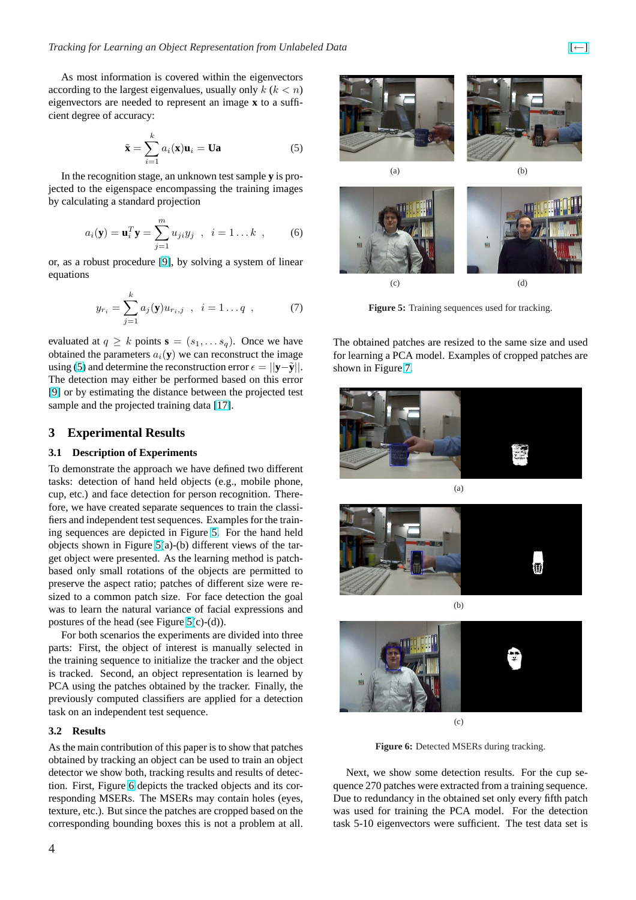As most information is covered within the eigenvectors according to the largest eigenvalues, usually only $k$ ($k < n$) eigenvectors are needed to represent an image $\mathbf{x}$ to a sufficient degree of accuracy:

$$\tilde{\mathbf{x}} = \sum_{i=1}^{k} a_i(\mathbf{x})\mathbf{u}_i = \mathbf{U}\mathbf{a} \tag{5}$$

In the recognition stage, an unknown test sample $\mathbf{y}$ is projected to the eigenspace encompassing the training images by calculating a standard projection

$$a_i(\mathbf{y}) = \mathbf{u}_i^T \mathbf{y} = \sum_{j=1}^{m} u_{ji} y_j \ \ , \ \ i = 1 \ldots k \ \ , \tag{6}$$

or, as a robust procedure [9], by solving a system of linear equations

$$y_{r_i} = \sum_{j=1}^{k} a_j(\mathbf{y}) u_{r_i,j} \ \ , \ \ i = 1 \ldots q \ \ , \tag{7}$$

evaluated at $q \geq k$ points $\mathbf{s} = (s_1, \ldots s_q)$. Once we have obtained the parameters $a_i(\mathbf{y})$ we can reconstruct the image using (5) and determine the reconstruction error $\epsilon = ||\mathbf{y} - \tilde{\mathbf{y}}||$. The detection may either be performed based on this error [9] or by estimating the distance between the projected test sample and the projected training data [17].

## 3 Experimental Results

### 3.1 Description of Experiments

To demonstrate the approach we have defined two different tasks: detection of hand held objects (e.g., mobile phone, cup, etc.) and face detection for person recognition. Therefore, we have created separate sequences to train the classifiers and independent test sequences. Examples for the training sequences are depicted in Figure 5. For the hand held objects shown in Figure 5(a)-(b) different views of the target object were presented. As the learning method is patch-based only small rotations of the objects are permitted to preserve the aspect ratio; patches of different size were resized to a common patch size. For face detection the goal was to learn the natural variance of facial expressions and postures of the head (see Figure 5(c)-(d)).

For both scenarios the experiments are divided into three parts: First, the object of interest is manually selected in the training sequence to initialize the tracker and the object is tracked. Second, an object representation is learned by PCA using the patches obtained by the tracker. Finally, the previously computed classifiers are applied for a detection task on an independent test sequence.

### 3.2 Results

As the main contribution of this paper is to show that patches obtained by tracking an object can be used to train an object detector we show both, tracking results and results of detection. First, Figure 6 depicts the tracked objects and its corresponding MSERs. The MSERs may contain holes (eyes, texture, etc.). But since the patches are cropped based on the corresponding bounding boxes this is not a problem at all.

(a) (b)

(c) (d)

**Figure 5:** Training sequences used for tracking.

The obtained patches are resized to the same size and used for learning a PCA model. Examples of cropped patches are shown in Figure 7.

(a)

(b)

(c)

**Figure 6:** Detected MSERs during tracking.

Next, we show some detection results. For the cup sequence 270 patches were extracted from a training sequence. Due to redundancy in the obtained set only every fifth patch was used for training the PCA model. For the detection task 5-10 eigenvectors were sufficient. The test data set is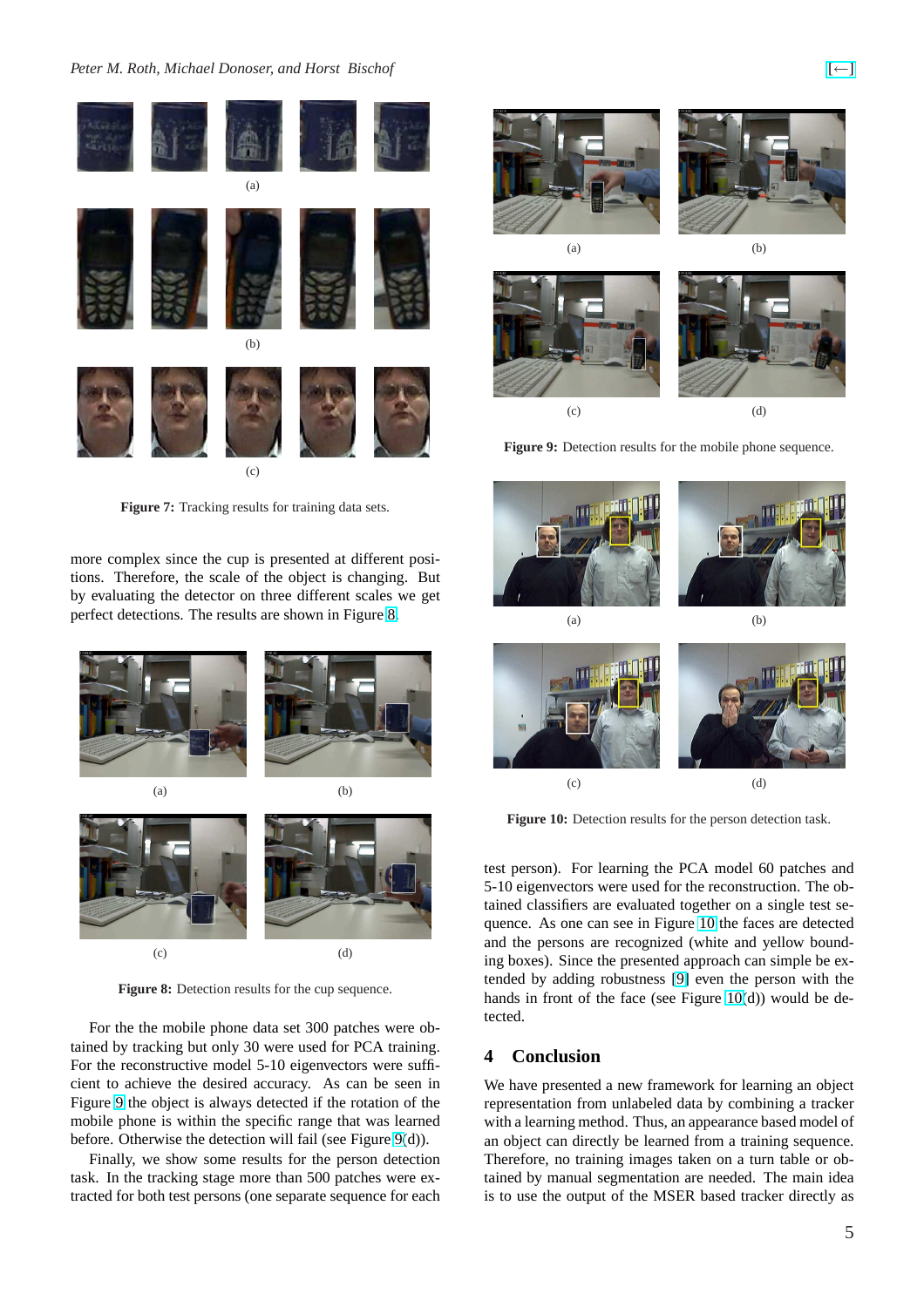(a)

(b)

(c)

**Figure 7:** Tracking results for training data sets.

more complex since the cup is presented at different positions. Therefore, the scale of the object is changing. But by evaluating the detector on three different scales we get perfect detections. The results are shown in Figure 8.

(a) (b)

(c) (d)

**Figure 8:** Detection results for the cup sequence.

For the the mobile phone data set 300 patches were obtained by tracking but only 30 were used for PCA training. For the reconstructive model 5-10 eigenvectors were sufficient to achieve the desired accuracy. As can be seen in Figure 9 the object is always detected if the rotation of the mobile phone is within the specific range that was learned before. Otherwise the detection will fail (see Figure 9(d)).

Finally, we show some results for the person detection task. In the tracking stage more than 500 patches were extracted for both test persons (one separate sequence for each

(a) (b)

(c) (d)

**Figure 9:** Detection results for the mobile phone sequence.

(a) (b)

(c) (d)

**Figure 10:** Detection results for the person detection task.

test person). For learning the PCA model 60 patches and 5-10 eigenvectors were used for the reconstruction. The obtained classifiers are evaluated together on a single test sequence. As one can see in Figure 10 the faces are detected and the persons are recognized (white and yellow bounding boxes). Since the presented approach can simple be extended by adding robustness [9] even the person with the hands in front of the face (see Figure 10(d)) would be detected.

## 4 Conclusion

We have presented a new framework for learning an object representation from unlabeled data by combining a tracker with a learning method. Thus, an appearance based model of an object can directly be learned from a training sequence. Therefore, no training images taken on a turn table or obtained by manual segmentation are needed. The main idea is to use the output of the MSER based tracker directly as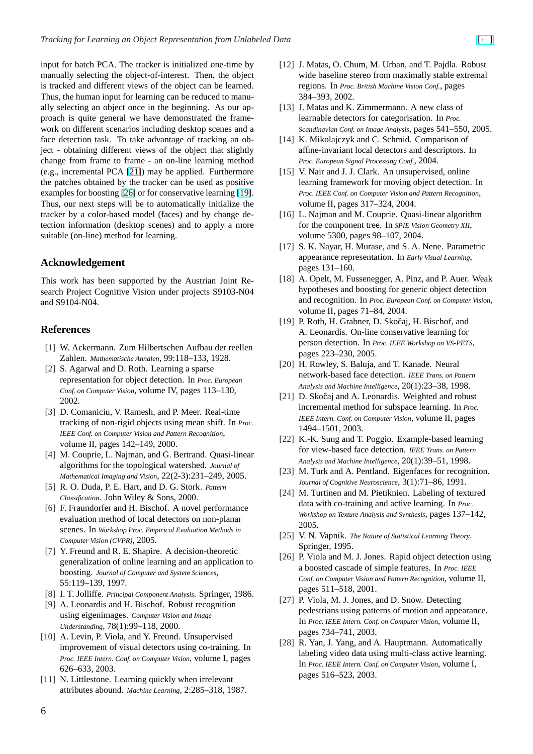input for batch PCA. The tracker is initialized one-time by manually selecting the object-of-interest. Then, the object is tracked and different views of the object can be learned. Thus, the human input for learning can be reduced to manually selecting an object once in the beginning. As our approach is quite general we have demonstrated the framework on different scenarios including desktop scenes and a face detection task. To take advantage of tracking an object - obtaining different views of the object that slightly change from frame to frame - an on-line learning method (e.g., incremental PCA [21]) may be applied. Furthermore the patches obtained by the tracker can be used as positive examples for boosting [26] or for conservative learning [19]. Thus, our next steps will be to automatically initialize the tracker by a color-based model (faces) and by change detection information (desktop scenes) and to apply a more suitable (on-line) method for learning.

## Acknowledgement

This work has been supported by the Austrian Joint Research Project Cognitive Vision under projects S9103-N04 and S9104-N04.

## References

[1] W. Ackermann. Zum Hilbertschen Aufbau der reellen Zahlen. *Mathematische Annalen*, 99:118–133, 1928.

[2] S. Agarwal and D. Roth. Learning a sparse representation for object detection. In *Proc. European Conf. on Computer Vision*, volume IV, pages 113–130, 2002.

[3] D. Comaniciu, V. Ramesh, and P. Meer. Real-time tracking of non-rigid objects using mean shift. In *Proc. IEEE Conf. on Computer Vision and Pattern Recognition*, volume II, pages 142–149, 2000.

[4] M. Couprie, L. Najman, and G. Bertrand. Quasi-linear algorithms for the topological watershed. *Journal of Mathematical Imaging and Vision*, 22(2-3):231–249, 2005.

[5] R. O. Duda, P. E. Hart, and D. G. Stork. *Pattern Classification*. John Wiley & Sons, 2000.

[6] F. Fraundorfer and H. Bischof. A novel performance evaluation method of local detectors on non-planar scenes. In *Workshop Proc. Empirical Evaluation Methods in Computer Vision (CVPR)*, 2005.

[7] Y. Freund and R. E. Shapire. A decision-theoretic generalization of online learning and an application to boosting. *Journal of Computer and System Sciences*, 55:119–139, 1997.

[8] I. T. Jolliffe. *Principal Component Analysis*. Springer, 1986.

[9] A. Leonardis and H. Bischof. Robust recognition using eigenimages. *Computer Vision and Image Understanding*, 78(1):99–118, 2000.

[10] A. Levin, P. Viola, and Y. Freund. Unsupervised improvement of visual detectors using co-training. In *Proc. IEEE Intern. Conf. on Computer Vision*, volume I, pages 626–633, 2003.

[11] N. Littlestone. Learning quickly when irrelevant attributes abound. *Machine Learning*, 2:285–318, 1987.

[12] J. Matas, O. Chum, M. Urban, and T. Pajdla. Robust wide baseline stereo from maximally stable extremal regions. In *Proc. British Machine Vision Conf.*, pages 384–393, 2002.

[13] J. Matas and K. Zimmermann. A new class of learnable detectors for categorisation. In *Proc. Scandinavian Conf. on Image Analysis*, pages 541–550, 2005.

[14] K. Mikolajczyk and C. Schmid. Comparison of affine-invariant local detectors and descriptors. In *Proc. European Signal Processing Conf.*, 2004.

[15] V. Nair and J. J. Clark. An unsupervised, online learning framework for moving object detection. In *Proc. IEEE Conf. on Computer Vision and Pattern Recognition*, volume II, pages 317–324, 2004.

[16] L. Najman and M. Couprie. Quasi-linear algorithm for the component tree. In *SPIE Vision Geometry XII*, volume 5300, pages 98–107, 2004.

[17] S. K. Nayar, H. Murase, and S. A. Nene. Parametric appearance representation. In *Early Visual Learning*, pages 131–160.

[18] A. Opelt, M. Fussenegger, A. Pinz, and P. Auer. Weak hypotheses and boosting for generic object detection and recognition. In *Proc. European Conf. on Computer Vision*, volume II, pages 71–84, 2004.

[19] P. Roth, H. Grabner, D. Skočaj, H. Bischof, and A. Leonardis. On-line conservative learning for person detection. In *Proc. IEEE Workshop on VS-PETS*, pages 223–230, 2005.

[20] H. Rowley, S. Baluja, and T. Kanade. Neural network-based face detection. *IEEE Trans. on Pattern Analysis and Machine Intelligence*, 20(1):23–38, 1998.

[21] D. Skočaj and A. Leonardis. Weighted and robust incremental method for subspace learning. In *Proc. IEEE Intern. Conf. on Computer Vision*, volume II, pages 1494–1501, 2003.

[22] K.-K. Sung and T. Poggio. Example-based learning for view-based face detection. *IEEE Trans. on Pattern Analysis and Machine Intelligence*, 20(1):39–51, 1998.

[23] M. Turk and A. Pentland. Eigenfaces for recognition. *Journal of Cognitive Neuroscience*, 3(1):71–86, 1991.

[24] M. Turtinen and M. Pietiknien. Labeling of textured data with co-training and active learning. In *Proc. Workshop on Texture Analysis and Synthesis*, pages 137–142, 2005.

[25] V. N. Vapnik. *The Nature of Statistical Learning Theory*. Springer, 1995.

[26] P. Viola and M. J. Jones. Rapid object detection using a boosted cascade of simple features. In *Proc. IEEE Conf. on Computer Vision and Pattern Recognition*, volume II, pages 511–518, 2001.

[27] P. Viola, M. J. Jones, and D. Snow. Detecting pedestrians using patterns of motion and appearance. In *Proc. IEEE Intern. Conf. on Computer Vision*, volume II, pages 734–741, 2003.

[28] R. Yan, J. Yang, and A. Hauptmann. Automatically labeling video data using multi-class active learning. In *Proc. IEEE Intern. Conf. on Computer Vision*, volume I, pages 516–523, 2003.